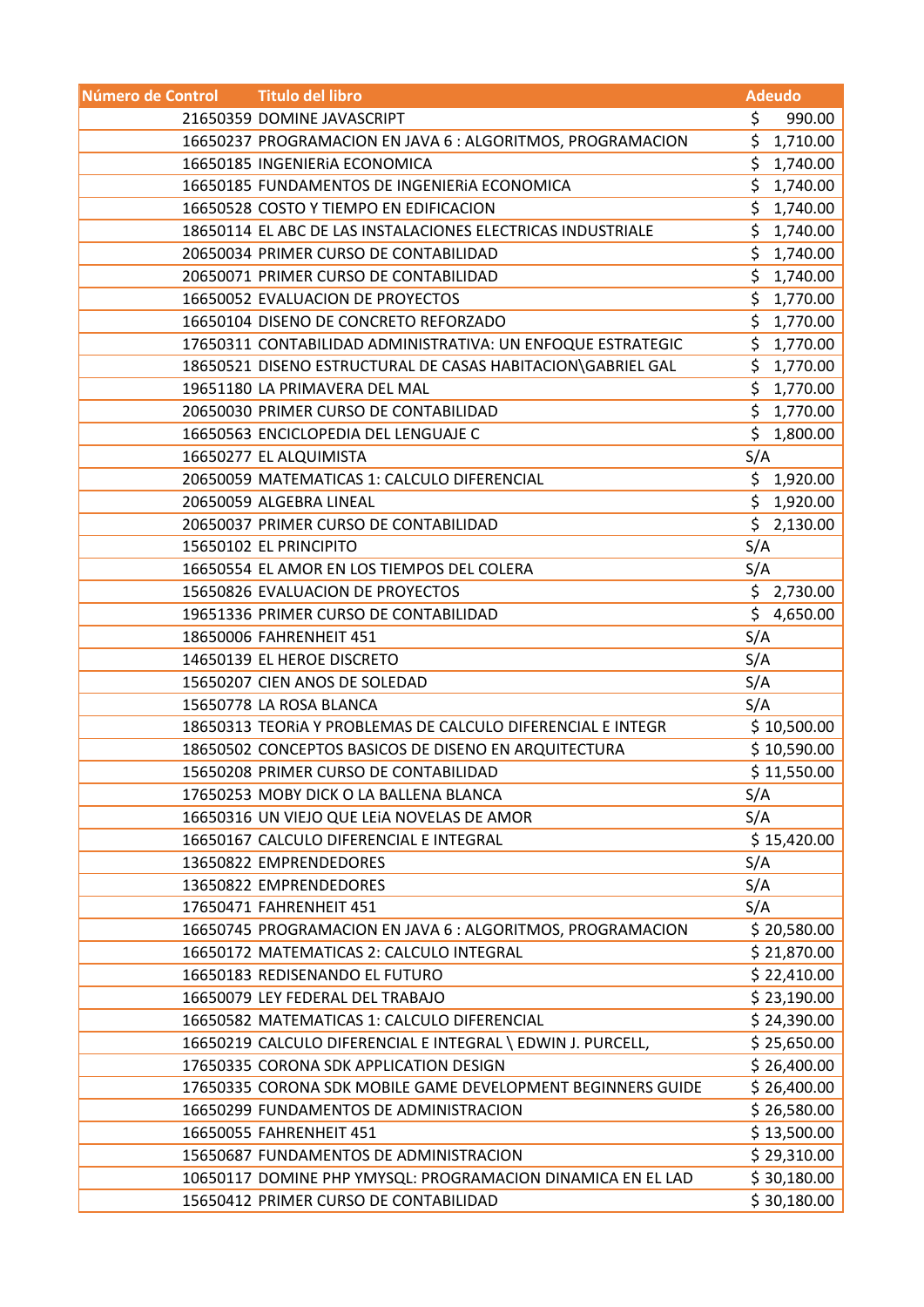| Número de Control | Titulo del libro | Adeudo |
|---|---|---|
| 21650359 | DOMINE JAVASCRIPT | $ 990.00 |
| 16650237 | PROGRAMACION EN JAVA 6 : ALGORITMOS, PROGRAMACION | $ 1,710.00 |
| 16650185 | INGENIERiA ECONOMICA | $ 1,740.00 |
| 16650185 | FUNDAMENTOS DE INGENIERiA ECONOMICA | $ 1,740.00 |
| 16650528 | COSTO Y TIEMPO EN EDIFICACION | $ 1,740.00 |
| 18650114 | EL ABC DE LAS INSTALACIONES ELECTRICAS INDUSTRIALE | $ 1,740.00 |
| 20650034 | PRIMER CURSO DE CONTABILIDAD | $ 1,740.00 |
| 20650071 | PRIMER CURSO DE CONTABILIDAD | $ 1,740.00 |
| 16650052 | EVALUACION DE PROYECTOS | $ 1,770.00 |
| 16650104 | DISENO DE CONCRETO REFORZADO | $ 1,770.00 |
| 17650311 | CONTABILIDAD ADMINISTRATIVA: UN ENFOQUE ESTRATEGIC | $ 1,770.00 |
| 18650521 | DISENO ESTRUCTURAL DE CASAS HABITACION\GABRIEL GAL | $ 1,770.00 |
| 19651180 | LA PRIMAVERA DEL MAL | $ 1,770.00 |
| 20650030 | PRIMER CURSO DE CONTABILIDAD | $ 1,770.00 |
| 16650563 | ENCICLOPEDIA DEL LENGUAJE C | $ 1,800.00 |
| 16650277 | EL ALQUIMISTA | S/A |
| 20650059 | MATEMATICAS 1: CALCULO DIFERENCIAL | $ 1,920.00 |
| 20650059 | ALGEBRA LINEAL | $ 1,920.00 |
| 20650037 | PRIMER CURSO DE CONTABILIDAD | $ 2,130.00 |
| 15650102 | EL PRINCIPITO | S/A |
| 16650554 | EL AMOR EN LOS TIEMPOS DEL COLERA | S/A |
| 15650826 | EVALUACION DE PROYECTOS | $ 2,730.00 |
| 19651336 | PRIMER CURSO DE CONTABILIDAD | $ 4,650.00 |
| 18650006 | FAHRENHEIT 451 | S/A |
| 14650139 | EL HEROE DISCRETO | S/A |
| 15650207 | CIEN ANOS DE SOLEDAD | S/A |
| 15650778 | LA ROSA BLANCA | S/A |
| 18650313 | TEORiA Y PROBLEMAS DE CALCULO DIFERENCIAL E INTEGR | $ 10,500.00 |
| 18650502 | CONCEPTOS BASICOS DE DISENO EN ARQUITECTURA | $ 10,590.00 |
| 15650208 | PRIMER CURSO DE CONTABILIDAD | $ 11,550.00 |
| 17650253 | MOBY DICK O LA BALLENA BLANCA | S/A |
| 16650316 | UN VIEJO QUE LEiA NOVELAS DE AMOR | S/A |
| 16650167 | CALCULO DIFERENCIAL E INTEGRAL | $ 15,420.00 |
| 13650822 | EMPRENDEDORES | S/A |
| 13650822 | EMPRENDEDORES | S/A |
| 17650471 | FAHRENHEIT 451 | S/A |
| 16650745 | PROGRAMACION EN JAVA 6 : ALGORITMOS, PROGRAMACION | $ 20,580.00 |
| 16650172 | MATEMATICAS 2: CALCULO INTEGRAL | $ 21,870.00 |
| 16650183 | REDISENANDO EL FUTURO | $ 22,410.00 |
| 16650079 | LEY FEDERAL DEL TRABAJO | $ 23,190.00 |
| 16650582 | MATEMATICAS 1: CALCULO DIFERENCIAL | $ 24,390.00 |
| 16650219 | CALCULO DIFERENCIAL E INTEGRAL \ EDWIN J. PURCELL, | $ 25,650.00 |
| 17650335 | CORONA SDK APPLICATION DESIGN | $ 26,400.00 |
| 17650335 | CORONA SDK MOBILE GAME DEVELOPMENT BEGINNERS GUIDE | $ 26,400.00 |
| 16650299 | FUNDAMENTOS DE ADMINISTRACION | $ 26,580.00 |
| 16650055 | FAHRENHEIT 451 | $ 13,500.00 |
| 15650687 | FUNDAMENTOS DE ADMINISTRACION | $ 29,310.00 |
| 10650117 | DOMINE PHP YMYSQL: PROGRAMACION DINAMICA EN EL LAD | $ 30,180.00 |
| 15650412 | PRIMER CURSO DE CONTABILIDAD | $ 30,180.00 |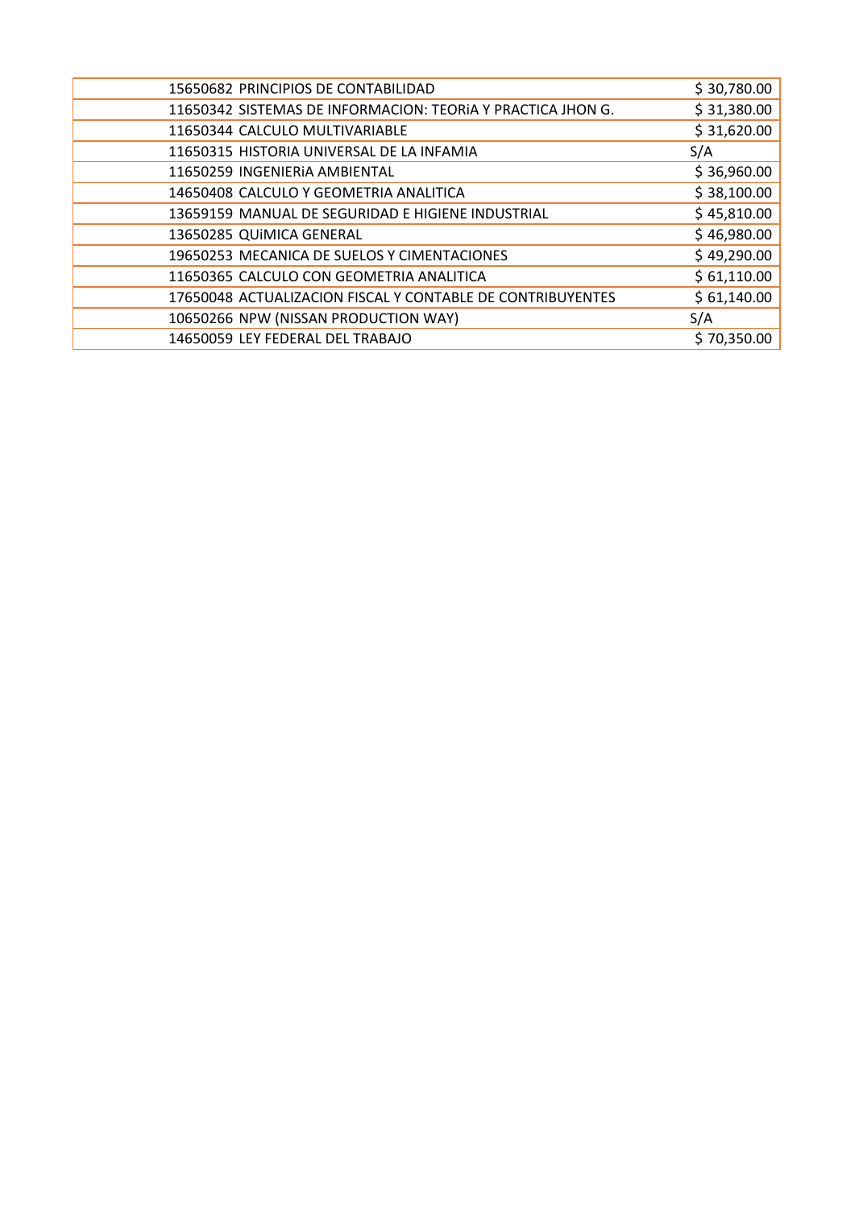| | | |
|---|---|---|
| 15650682 | PRINCIPIOS DE CONTABILIDAD | $ 30,780.00 |
| 11650342 | SISTEMAS DE INFORMACION: TEORiA Y PRACTICA JHON G. | $ 31,380.00 |
| 11650344 | CALCULO MULTIVARIABLE | $ 31,620.00 |
| 11650315 | HISTORIA UNIVERSAL DE LA INFAMIA | S/A |
| 11650259 | INGENIERiA AMBIENTAL | $ 36,960.00 |
| 14650408 | CALCULO Y GEOMETRIA ANALITICA | $ 38,100.00 |
| 13659159 | MANUAL DE SEGURIDAD E HIGIENE INDUSTRIAL | $ 45,810.00 |
| 13650285 | QUiMICA GENERAL | $ 46,980.00 |
| 19650253 | MECANICA DE SUELOS Y CIMENTACIONES | $ 49,290.00 |
| 11650365 | CALCULO CON GEOMETRIA ANALITICA | $ 61,110.00 |
| 17650048 | ACTUALIZACION FISCAL Y CONTABLE DE CONTRIBUYENTES | $ 61,140.00 |
| 10650266 | NPW (NISSAN PRODUCTION WAY) | S/A |
| 14650059 | LEY FEDERAL DEL TRABAJO | $ 70,350.00 |